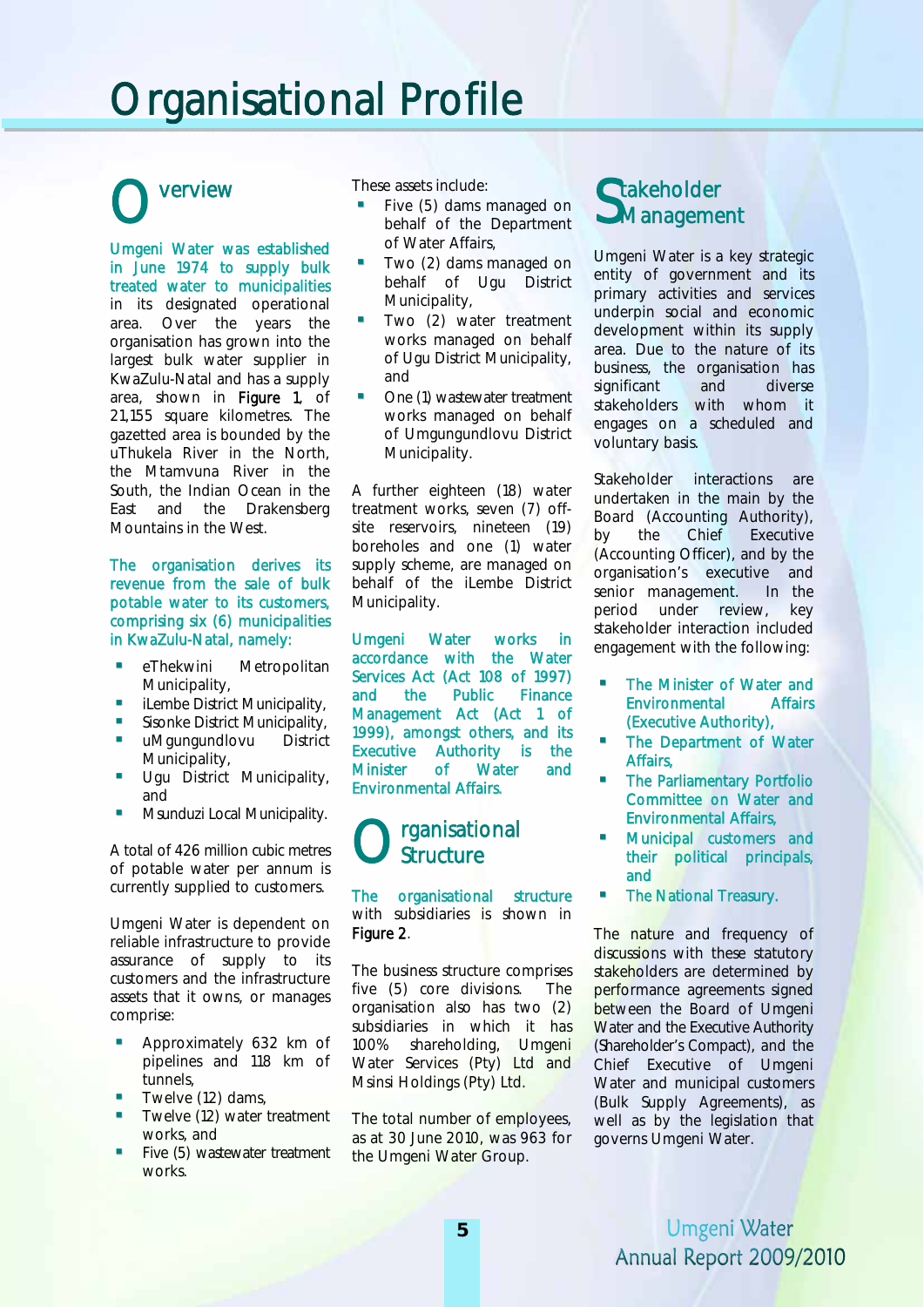# Organisational Profile

## Overview

Umgeni Water was established in June 1974 to supply bulk treated water to municipalities in its designated operational area. Over the years the organisation has grown into the largest bulk water supplier in KwaZulu-Natal and has a supply area, shown in **Figure 1**, of 21,155 square kilometres. The gazetted area is bounded by the uThukela River in the North, the Mtamvuna River in the South, the Indian Ocean in the East and the Drakensberg Mountains in the West.

The organisation derives its revenue from the sale of bulk potable water to its customers, comprising six (6) municipalities in KwaZulu-Natal, namely:

- eThekwini Metropolitan Municipality,
- iLembe District Municipality,
- Sisonke District Municipality,
- uMgungundlovu District Municipality,
- Ugu District Municipality, and
- Msunduzi Local Municipality.

A total of 426 million cubic metres of potable water per annum is currently supplied to customers.

Umgeni Water is dependent on reliable infrastructure to provide assurance of supply to its customers and the infrastructure assets that it owns, or manages comprise:

- Approximately 632 km of pipelines and 118 km of tunnels,
- Twelve (12) dams,
- Twelve (12) water treatment works, and
- Five (5) wastewater treatment works.

These assets include:

- Five (5) dams managed on behalf of the Department of Water Affairs,
- Two (2) dams managed on behalf of Ugu District Municipality,
- Two (2) water treatment works managed on behalf of Ugu District Municipality, and
- One (1) wastewater treatment works managed on behalf of Umgungundlovu District Municipality.

A further eighteen (18) water treatment works, seven (7) off-site reservoirs, nineteen (19) boreholes and one (1) water supply scheme, are managed on behalf of the iLembe District Municipality.

Umgeni Water works in accordance with the Water Services Act (Act 108 of 1997) and the Public Finance Management Act (Act 1 of 1999), amongst others, and its Executive Authority is the Minister of Water and Environmental Affairs.

## Organisational Structure

The organisational structure with subsidiaries is shown in **Figure 2**.

The business structure comprises five (5) core divisions. The organisation also has two (2) subsidiaries in which it has 100% shareholding, Umgeni Water Services (Pty) Ltd and Msinsi Holdings (Pty) Ltd.

The total number of employees, as at 30 June 2010, was 963 for the Umgeni Water Group.

## Stakeholder Management

Umgeni Water is a key strategic entity of government and its primary activities and services underpin social and economic development within its supply area. Due to the nature of its business, the organisation has significant and diverse stakeholders with whom it engages on a scheduled and voluntary basis.

Stakeholder interactions are undertaken in the main by the Board (Accounting Authority), by the Chief Executive (Accounting Officer), and by the organisation's executive and senior management. In the period under review, key stakeholder interaction included engagement with the following:

- The Minister of Water and Environmental Affairs (Executive Authority),
- The Department of Water Affairs,
- The Parliamentary Portfolio Committee on Water and Environmental Affairs,
- Municipal customers and their political principals, and
- The National Treasury.

The nature and frequency of discussions with these statutory stakeholders are determined by performance agreements signed between the Board of Umgeni Water and the Executive Authority (Shareholder's Compact), and the Chief Executive of Umgeni Water and municipal customers (Bulk Supply Agreements), as well as by the legislation that governs Umgeni Water.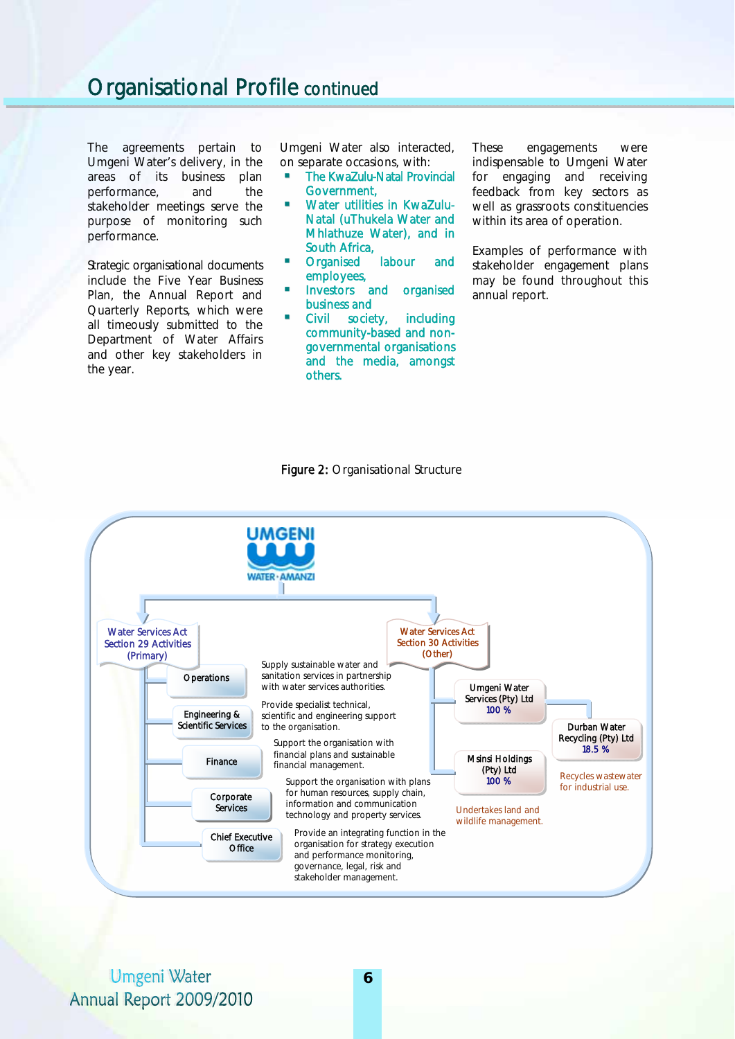# Organisational Profile continued

The agreements pertain to Umgeni Water's delivery, in the areas of its business plan performance, and the stakeholder meetings serve the purpose of monitoring such performance.

Strategic organisational documents include the Five Year Business Plan, the Annual Report and Quarterly Reports, which were all timeously submitted to the Department of Water Affairs and other key stakeholders in the year.

Umgeni Water also interacted, on separate occasions, with:

- The KwaZulu-Natal Provincial Government,
- Water utilities in KwaZulu-Natal (uThukela Water and Mhlathuze Water), and in South Africa,
- Organised labour and employees,
- Investors and organised business and
- Civil society, including community-based and non-governmental organisations and the media, amongst others.

These engagements were indispensable to Umgeni Water for engaging and receiving feedback from key sectors as well as grassroots constituencies within its area of operation.

Examples of performance with stakeholder engagement plans may be found throughout this annual report.

**Figure 2:** Organisational Structure

UMGENI
WATER · AMANZI

Water Services Act Section 29 Activities (Primary)

Operations
Supply sustainable water and sanitation services in partnership with water services authorities.

Engineering & Scientific Services
Provide specialist technical, scientific and engineering support to the organisation.

Finance
Support the organisation with financial plans and sustainable financial management.

Corporate Services
Support the organisation with plans for human resources, supply chain, information and communication technology and property services.

Chief Executive Office
Provide an integrating function in the organisation for strategy execution and performance monitoring, governance, legal, risk and stakeholder management.

Water Services Act Section 30 Activities (Other)

Umgeni Water Services (Pty) Ltd
100 %

Durban Water Recycling (Pty) Ltd
18.5 %
Recycles wastewater for industrial use.

Msinsi Holdings (Pty) Ltd
100 %
Undertakes land and wildlife management.